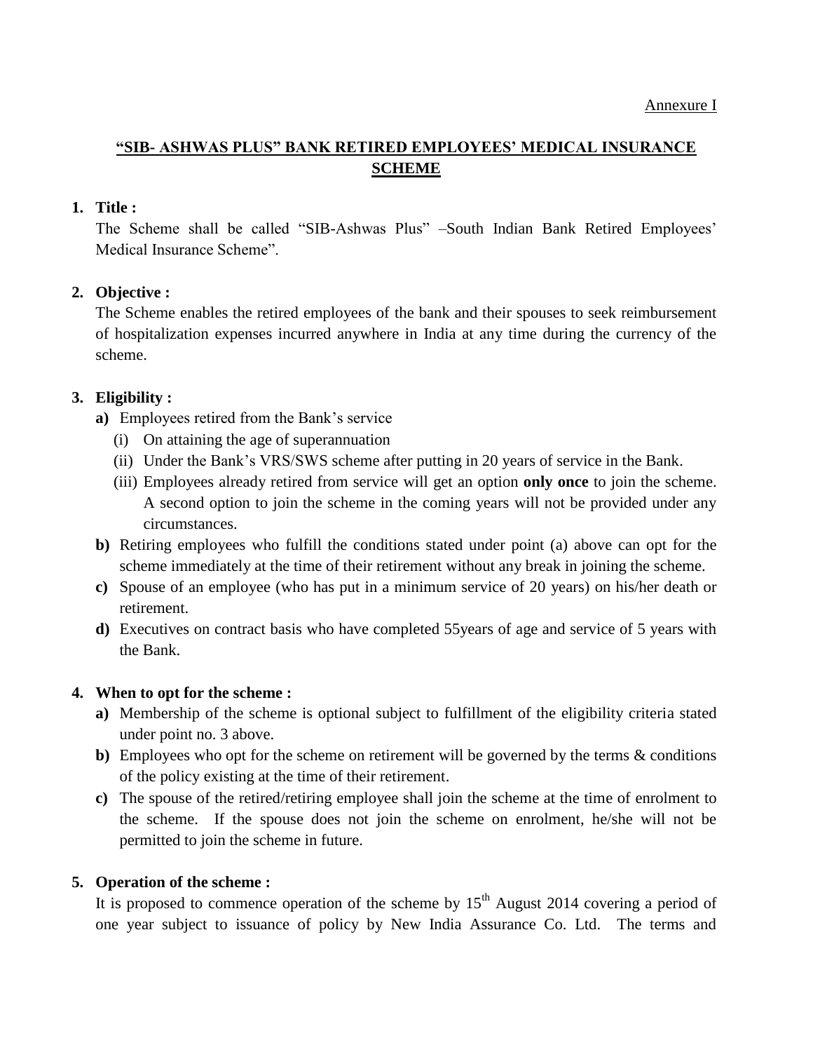Annexure I

# "SIB- ASHWAS PLUS" BANK RETIRED EMPLOYEES' MEDICAL INSURANCE SCHEME

**1. Title :**

The Scheme shall be called "SIB-Ashwas Plus" –South Indian Bank Retired Employees' Medical Insurance Scheme".

**2. Objective :**

The Scheme enables the retired employees of the bank and their spouses to seek reimbursement of hospitalization expenses incurred anywhere in India at any time during the currency of the scheme.

**3. Eligibility :**

**a)** Employees retired from the Bank's service

- (i) On attaining the age of superannuation
- (ii) Under the Bank's VRS/SWS scheme after putting in 20 years of service in the Bank.
- (iii) Employees already retired from service will get an option **only once** to join the scheme. A second option to join the scheme in the coming years will not be provided under any circumstances.

**b)** Retiring employees who fulfill the conditions stated under point (a) above can opt for the scheme immediately at the time of their retirement without any break in joining the scheme.

**c)** Spouse of an employee (who has put in a minimum service of 20 years) on his/her death or retirement.

**d)** Executives on contract basis who have completed 55years of age and service of 5 years with the Bank.

**4. When to opt for the scheme :**

**a)** Membership of the scheme is optional subject to fulfillment of the eligibility criteria stated under point no. 3 above.

**b)** Employees who opt for the scheme on retirement will be governed by the terms & conditions of the policy existing at the time of their retirement.

**c)** The spouse of the retired/retiring employee shall join the scheme at the time of enrolment to the scheme. If the spouse does not join the scheme on enrolment, he/she will not be permitted to join the scheme in future.

**5. Operation of the scheme :**

It is proposed to commence operation of the scheme by 15th August 2014 covering a period of one year subject to issuance of policy by New India Assurance Co. Ltd. The terms and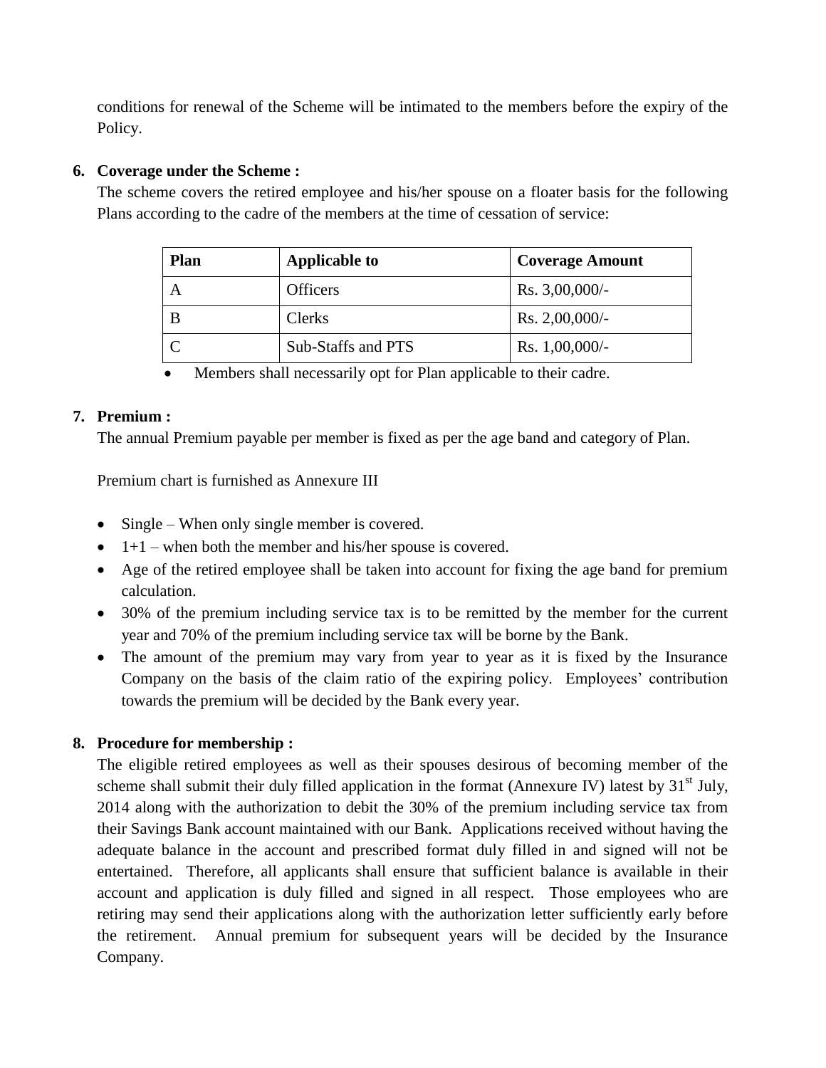conditions for renewal of the Scheme will be intimated to the members before the expiry of the Policy.

6. **Coverage under the Scheme :**

   The scheme covers the retired employee and his/her spouse on a floater basis for the following Plans according to the cadre of the members at the time of cessation of service:

| Plan | Applicable to | Coverage Amount |
|---|---|---|
| A | Officers | Rs. 3,00,000/- |
| B | Clerks | Rs. 2,00,000/- |
| C | Sub-Staffs and PTS | Rs. 1,00,000/- |

- Members shall necessarily opt for Plan applicable to their cadre.

7. **Premium :**

   The annual Premium payable per member is fixed as per the age band and category of Plan.

   Premium chart is furnished as Annexure III

   - Single – When only single member is covered.
   - 1+1 – when both the member and his/her spouse is covered.
   - Age of the retired employee shall be taken into account for fixing the age band for premium calculation.
   - 30% of the premium including service tax is to be remitted by the member for the current year and 70% of the premium including service tax will be borne by the Bank.
   - The amount of the premium may vary from year to year as it is fixed by the Insurance Company on the basis of the claim ratio of the expiring policy. Employees' contribution towards the premium will be decided by the Bank every year.

8. **Procedure for membership :**

   The eligible retired employees as well as their spouses desirous of becoming member of the scheme shall submit their duly filled application in the format (Annexure IV) latest by 31st July, 2014 along with the authorization to debit the 30% of the premium including service tax from their Savings Bank account maintained with our Bank. Applications received without having the adequate balance in the account and prescribed format duly filled in and signed will not be entertained. Therefore, all applicants shall ensure that sufficient balance is available in their account and application is duly filled and signed in all respect. Those employees who are retiring may send their applications along with the authorization letter sufficiently early before the retirement. Annual premium for subsequent years will be decided by the Insurance Company.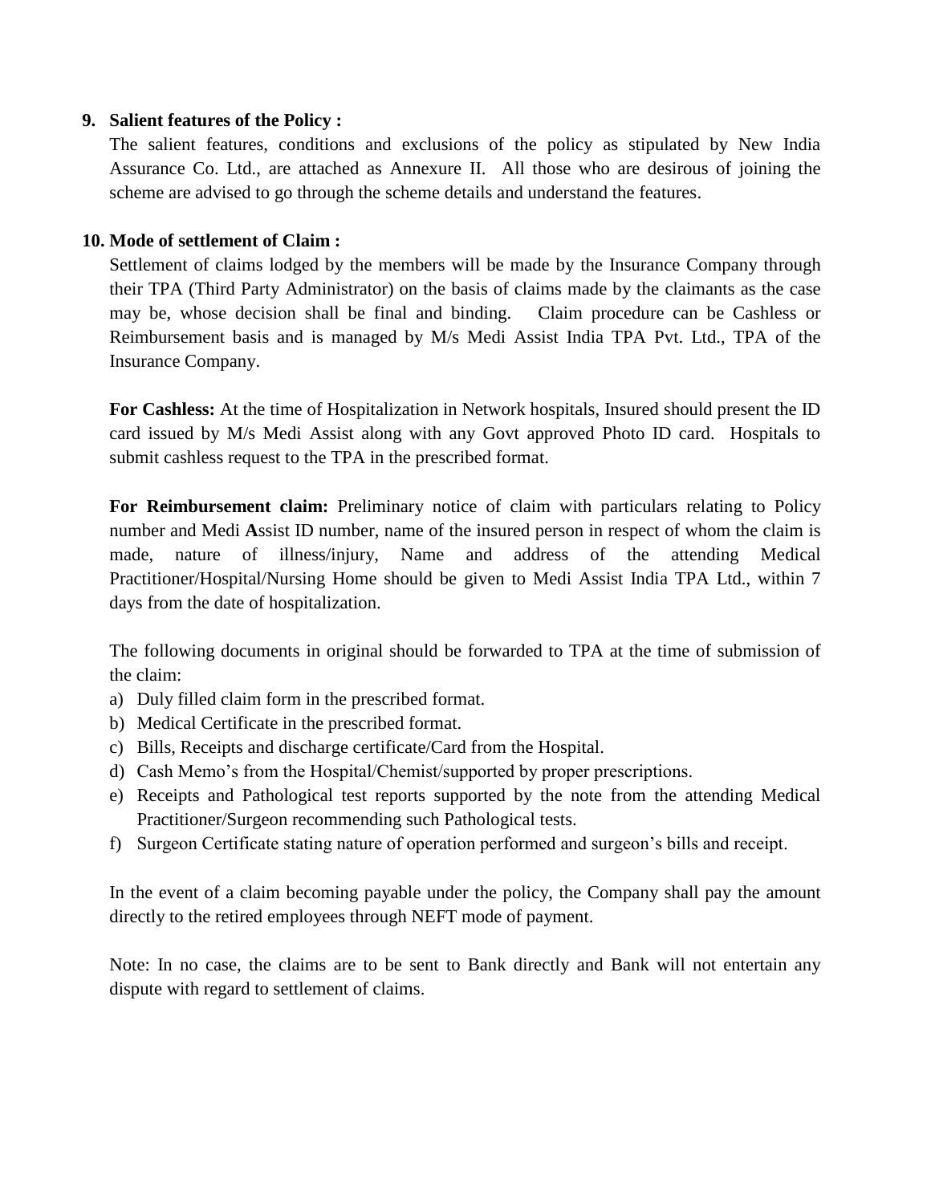**9. Salient features of the Policy :**

The salient features, conditions and exclusions of the policy as stipulated by New India Assurance Co. Ltd., are attached as Annexure II. All those who are desirous of joining the scheme are advised to go through the scheme details and understand the features.

**10. Mode of settlement of Claim :**

Settlement of claims lodged by the members will be made by the Insurance Company through their TPA (Third Party Administrator) on the basis of claims made by the claimants as the case may be, whose decision shall be final and binding. Claim procedure can be Cashless or Reimbursement basis and is managed by M/s Medi Assist India TPA Pvt. Ltd., TPA of the Insurance Company.

**For Cashless:** At the time of Hospitalization in Network hospitals, Insured should present the ID card issued by M/s Medi Assist along with any Govt approved Photo ID card. Hospitals to submit cashless request to the TPA in the prescribed format.

**For Reimbursement claim:** Preliminary notice of claim with particulars relating to Policy number and Medi **A**ssist ID number, name of the insured person in respect of whom the claim is made, nature of illness/injury, Name and address of the attending Medical Practitioner/Hospital/Nursing Home should be given to Medi Assist India TPA Ltd., within 7 days from the date of hospitalization.

The following documents in original should be forwarded to TPA at the time of submission of the claim:

a) Duly filled claim form in the prescribed format.
b) Medical Certificate in the prescribed format.
c) Bills, Receipts and discharge certificate/Card from the Hospital.
d) Cash Memo's from the Hospital/Chemist/supported by proper prescriptions.
e) Receipts and Pathological test reports supported by the note from the attending Medical Practitioner/Surgeon recommending such Pathological tests.
f) Surgeon Certificate stating nature of operation performed and surgeon's bills and receipt.

In the event of a claim becoming payable under the policy, the Company shall pay the amount directly to the retired employees through NEFT mode of payment.

Note: In no case, the claims are to be sent to Bank directly and Bank will not entertain any dispute with regard to settlement of claims.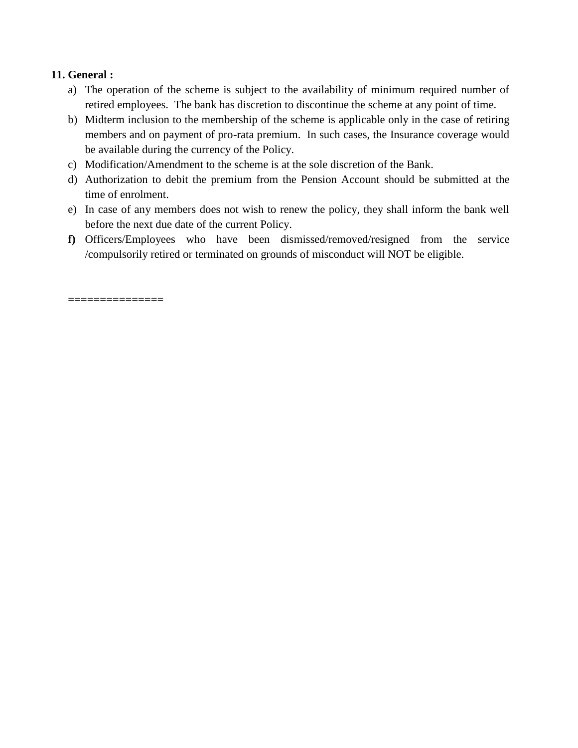**11. General :**

a) The operation of the scheme is subject to the availability of minimum required number of retired employees. The bank has discretion to discontinue the scheme at any point of time.
b) Midterm inclusion to the membership of the scheme is applicable only in the case of retiring members and on payment of pro-rata premium. In such cases, the Insurance coverage would be available during the currency of the Policy.
c) Modification/Amendment to the scheme is at the sole discretion of the Bank.
d) Authorization to debit the premium from the Pension Account should be submitted at the time of enrolment.
e) In case of any members does not wish to renew the policy, they shall inform the bank well before the next due date of the current Policy.
**f)** Officers/Employees who have been dismissed/removed/resigned from the service /compulsorily retired or terminated on grounds of misconduct will NOT be eligible.

===============